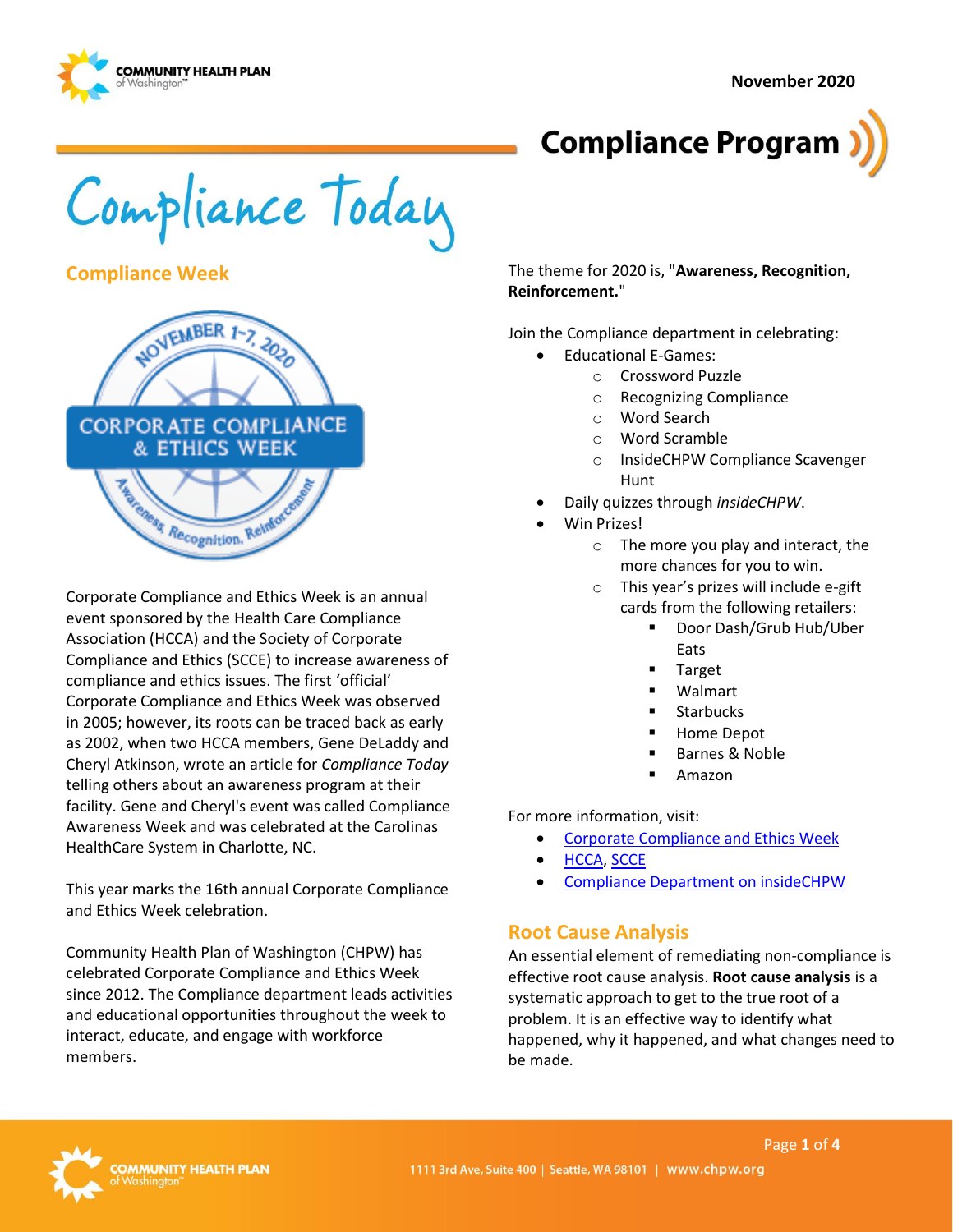November 2020

# Compliance Program

# Compliance Today

## Compliance Week

Corporate Compliance and Ethics Week is an annual event sponsored by the Health Care Compliance Association (HCCA) and the Society of Corporate Compliance and Ethics (SCCE) to increase awareness of compliance and ethics issues. The first 'official' Corporate Compliance and Ethics Week was observed in 2005; however, its roots can be traced back as early as 2002, when two HCCA members, Gene DeLaddy and Cheryl Atkinson, wrote an article for *Compliance Today* telling others about an awareness program at their facility. Gene and Cheryl's event was called Compliance Awareness Week and was celebrated at the Carolinas HealthCare System in Charlotte, NC.

This year marks the 16th annual Corporate Compliance and Ethics Week celebration.

Community Health Plan of Washington (CHPW) has celebrated Corporate Compliance and Ethics Week since 2012. The Compliance department leads activities and educational opportunities throughout the week to interact, educate, and engage with workforce members.

The theme for 2020 is, "**Awareness, Recognition, Reinforcement.**"

Join the Compliance department in celebrating:

- Educational E-Games:
  - Crossword Puzzle
  - Recognizing Compliance
  - Word Search
  - Word Scramble
  - InsideCHPW Compliance Scavenger Hunt
- Daily quizzes through *insideCHPW*.
- Win Prizes!
  - The more you play and interact, the more chances for you to win.
  - This year's prizes will include e-gift cards from the following retailers:
    - Door Dash/Grub Hub/Uber Eats
    - Target
    - Walmart
    - Starbucks
    - Home Depot
    - Barnes & Noble
    - Amazon

For more information, visit:

- Corporate Compliance and Ethics Week
- HCCA, SCCE
- Compliance Department on insideCHPW

## Root Cause Analysis

An essential element of remediating non-compliance is effective root cause analysis. **Root cause analysis** is a systematic approach to get to the true root of a problem. It is an effective way to identify what happened, why it happened, and what changes need to be made.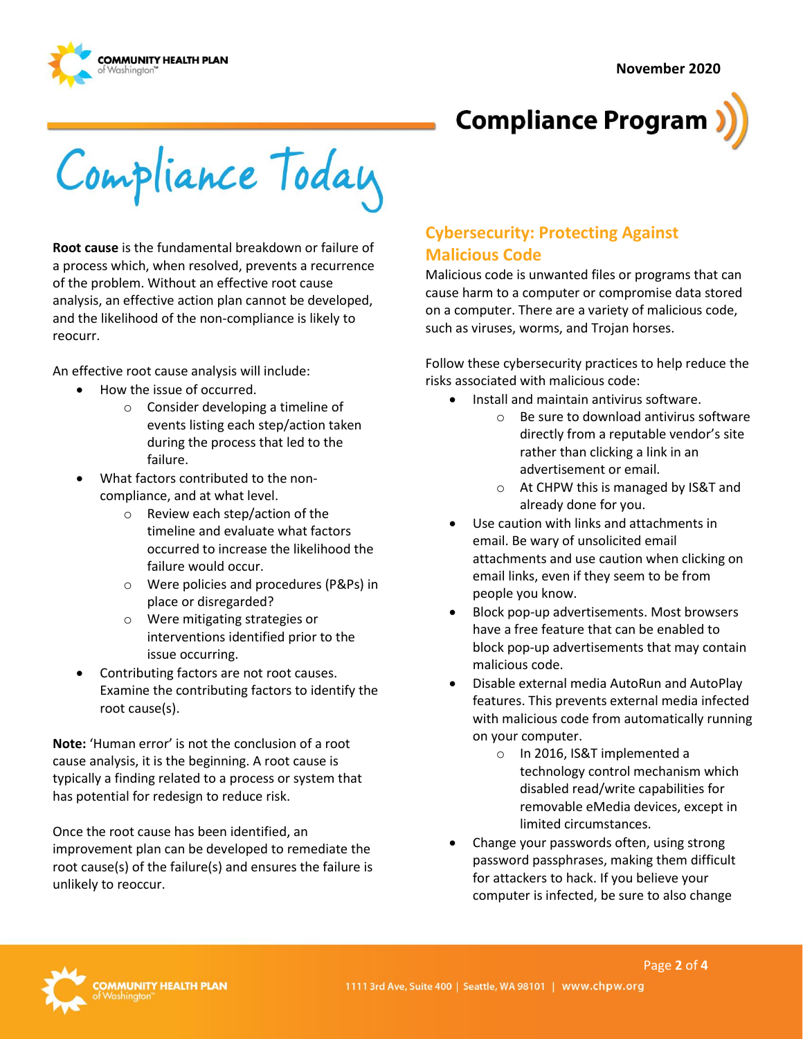# Compliance Today

**Root cause** is the fundamental breakdown or failure of a process which, when resolved, prevents a recurrence of the problem. Without an effective root cause analysis, an effective action plan cannot be developed, and the likelihood of the non-compliance is likely to reocurr.

An effective root cause analysis will include:

- How the issue of occurred.
  - Consider developing a timeline of events listing each step/action taken during the process that led to the failure.
- What factors contributed to the non-compliance, and at what level.
  - Review each step/action of the timeline and evaluate what factors occurred to increase the likelihood the failure would occur.
  - Were policies and procedures (P&Ps) in place or disregarded?
  - Were mitigating strategies or interventions identified prior to the issue occurring.
- Contributing factors are not root causes. Examine the contributing factors to identify the root cause(s).

**Note:** 'Human error' is not the conclusion of a root cause analysis, it is the beginning. A root cause is typically a finding related to a process or system that has potential for redesign to reduce risk.

Once the root cause has been identified, an improvement plan can be developed to remediate the root cause(s) of the failure(s) and ensures the failure is unlikely to reoccur.

## Cybersecurity: Protecting Against Malicious Code

Malicious code is unwanted files or programs that can cause harm to a computer or compromise data stored on a computer. There are a variety of malicious code, such as viruses, worms, and Trojan horses.

Follow these cybersecurity practices to help reduce the risks associated with malicious code:

- Install and maintain antivirus software.
  - Be sure to download antivirus software directly from a reputable vendor's site rather than clicking a link in an advertisement or email.
  - At CHPW this is managed by IS&T and already done for you.
- Use caution with links and attachments in email. Be wary of unsolicited email attachments and use caution when clicking on email links, even if they seem to be from people you know.
- Block pop-up advertisements. Most browsers have a free feature that can be enabled to block pop-up advertisements that may contain malicious code.
- Disable external media AutoRun and AutoPlay features. This prevents external media infected with malicious code from automatically running on your computer.
  - In 2016, IS&T implemented a technology control mechanism which disabled read/write capabilities for removable eMedia devices, except in limited circumstances.
- Change your passwords often, using strong password passphrases, making them difficult for attackers to hack. If you believe your computer is infected, be sure to also change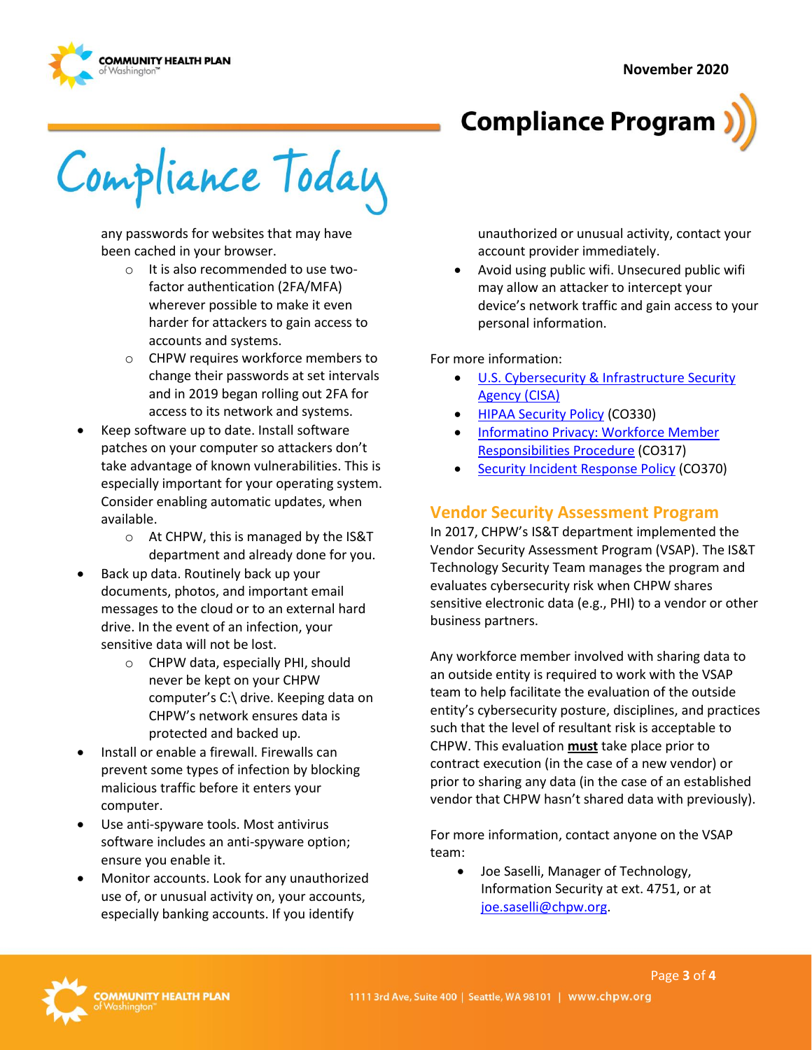any passwords for websites that may have been cached in your browser.
    - It is also recommended to use two-factor authentication (2FA/MFA) wherever possible to make it even harder for attackers to gain access to accounts and systems.
    - CHPW requires workforce members to change their passwords at set intervals and in 2019 began rolling out 2FA for access to its network and systems.
- Keep software up to date. Install software patches on your computer so attackers don't take advantage of known vulnerabilities. This is especially important for your operating system. Consider enabling automatic updates, when available.
    - At CHPW, this is managed by the IS&T department and already done for you.
- Back up data. Routinely back up your documents, photos, and important email messages to the cloud or to an external hard drive. In the event of an infection, your sensitive data will not be lost.
    - CHPW data, especially PHI, should never be kept on your CHPW computer's C:\ drive. Keeping data on CHPW's network ensures data is protected and backed up.
- Install or enable a firewall. Firewalls can prevent some types of infection by blocking malicious traffic before it enters your computer.
- Use anti-spyware tools. Most antivirus software includes an anti-spyware option; ensure you enable it.
- Monitor accounts. Look for any unauthorized use of, or unusual activity on, your accounts, especially banking accounts. If you identify unauthorized or unusual activity, contact your account provider immediately.
- Avoid using public wifi. Unsecured public wifi may allow an attacker to intercept your device's network traffic and gain access to your personal information.

For more information:

- U.S. Cybersecurity & Infrastructure Security Agency (CISA)
- HIPAA Security Policy (CO330)
- Informatino Privacy: Workforce Member Responsibilities Procedure (CO317)
- Security Incident Response Policy (CO370)

## Vendor Security Assessment Program

In 2017, CHPW's IS&T department implemented the Vendor Security Assessment Program (VSAP). The IS&T Technology Security Team manages the program and evaluates cybersecurity risk when CHPW shares sensitive electronic data (e.g., PHI) to a vendor or other business partners.

Any workforce member involved with sharing data to an outside entity is required to work with the VSAP team to help facilitate the evaluation of the outside entity's cybersecurity posture, disciplines, and practices such that the level of resultant risk is acceptable to CHPW. This evaluation **must** take place prior to contract execution (in the case of a new vendor) or prior to sharing any data (in the case of an established vendor that CHPW hasn't shared data with previously).

For more information, contact anyone on the VSAP team:

- Joe Saselli, Manager of Technology, Information Security at ext. 4751, or at joe.saselli@chpw.org.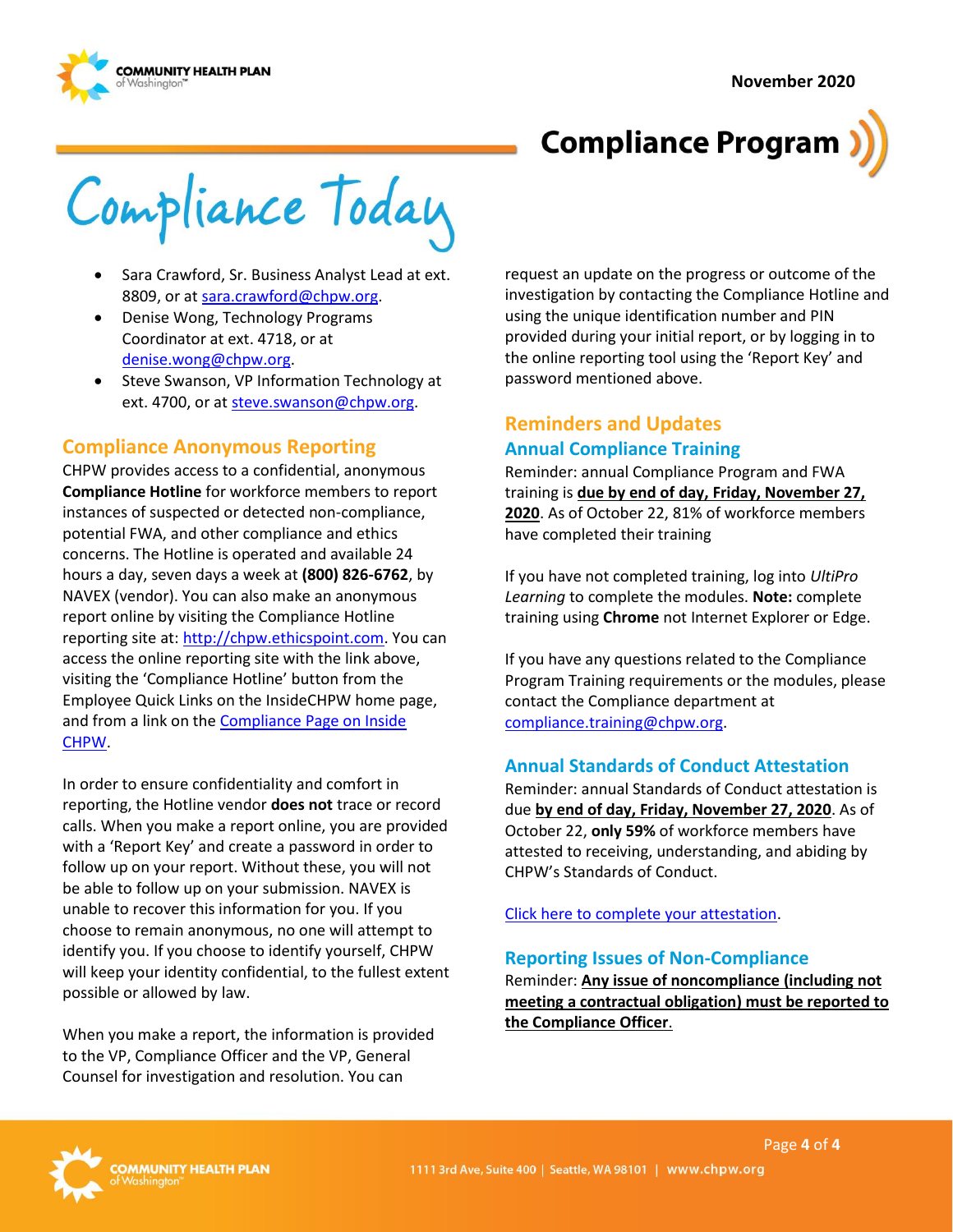- Sara Crawford, Sr. Business Analyst Lead at ext. 8809, or at sara.crawford@chpw.org.
- Denise Wong, Technology Programs Coordinator at ext. 4718, or at denise.wong@chpw.org.
- Steve Swanson, VP Information Technology at ext. 4700, or at steve.swanson@chpw.org.

## Compliance Anonymous Reporting

CHPW provides access to a confidential, anonymous **Compliance Hotline** for workforce members to report instances of suspected or detected non-compliance, potential FWA, and other compliance and ethics concerns. The Hotline is operated and available 24 hours a day, seven days a week at **(800) 826-6762**, by NAVEX (vendor). You can also make an anonymous report online by visiting the Compliance Hotline reporting site at: http://chpw.ethicspoint.com. You can access the online reporting site with the link above, visiting the 'Compliance Hotline' button from the Employee Quick Links on the InsideCHPW home page, and from a link on the Compliance Page on Inside CHPW.

In order to ensure confidentiality and comfort in reporting, the Hotline vendor **does not** trace or record calls. When you make a report online, you are provided with a 'Report Key' and create a password in order to follow up on your report. Without these, you will not be able to follow up on your submission. NAVEX is unable to recover this information for you. If you choose to remain anonymous, no one will attempt to identify you. If you choose to identify yourself, CHPW will keep your identity confidential, to the fullest extent possible or allowed by law.

When you make a report, the information is provided to the VP, Compliance Officer and the VP, General Counsel for investigation and resolution. You can request an update on the progress or outcome of the investigation by contacting the Compliance Hotline and using the unique identification number and PIN provided during your initial report, or by logging in to the online reporting tool using the 'Report Key' and password mentioned above.

## Reminders and Updates

### Annual Compliance Training

Reminder: annual Compliance Program and FWA training is **due by end of day, Friday, November 27, 2020**. As of October 22, 81% of workforce members have completed their training

If you have not completed training, log into *UltiPro Learning* to complete the modules. **Note:** complete training using **Chrome** not Internet Explorer or Edge.

If you have any questions related to the Compliance Program Training requirements or the modules, please contact the Compliance department at compliance.training@chpw.org.

### Annual Standards of Conduct Attestation

Reminder: annual Standards of Conduct attestation is due **by end of day, Friday, November 27, 2020**. As of October 22, **only 59%** of workforce members have attested to receiving, understanding, and abiding by CHPW's Standards of Conduct.

Click here to complete your attestation.

### Reporting Issues of Non-Compliance

Reminder: **Any issue of noncompliance (including not meeting a contractual obligation) must be reported to the Compliance Officer**.